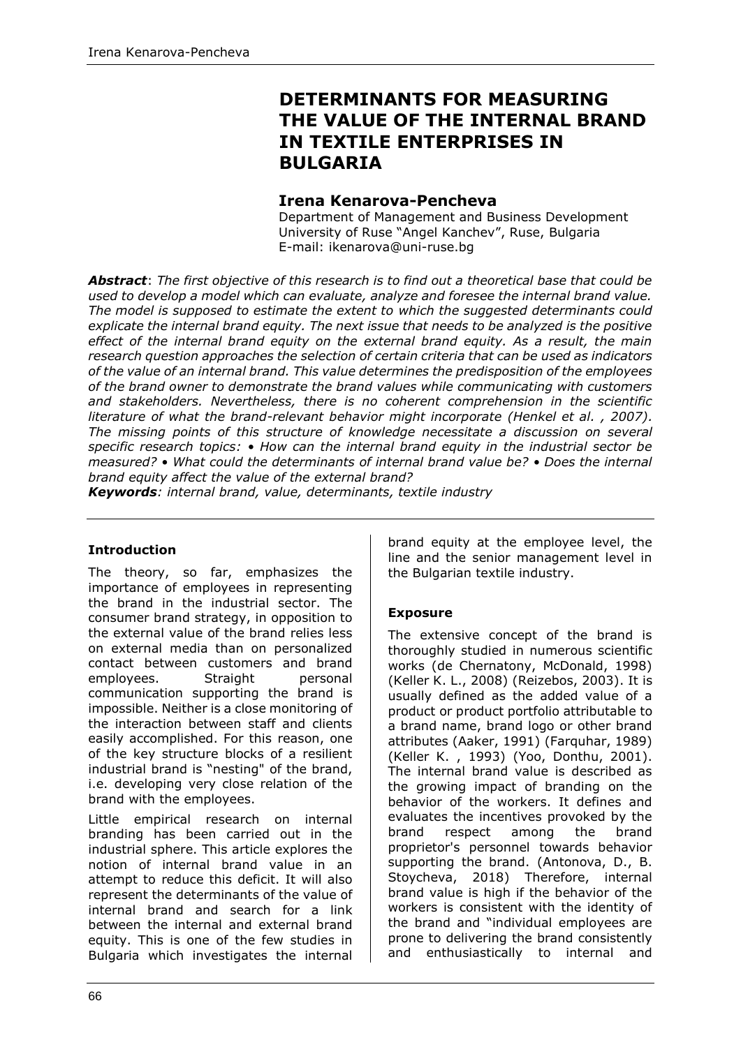# DETERMINANTS FOR MEASURING THE VALUE OF THE INTERNAL BRAND IN TEXTILE ENTERPRISES IN BULGARIA

**Irena Kenarova-Pencheva**

Department of Management and Business Development
University of Ruse "Angel Kanchev", Ruse, Bulgaria
E-mail: ikenarova@uni-ruse.bg

***Abstract***: *The first objective of this research is to find out a theoretical base that could be used to develop a model which can evaluate, analyze and foresee the internal brand value. The model is supposed to estimate the extent to which the suggested determinants could explicate the internal brand equity. The next issue that needs to be analyzed is the positive effect of the internal brand equity on the external brand equity. As a result, the main research question approaches the selection of certain criteria that can be used as indicators of the value of an internal brand. This value determines the predisposition of the employees of the brand owner to demonstrate the brand values while communicating with customers and stakeholders. Nevertheless, there is no coherent comprehension in the scientific literature of what the brand-relevant behavior might incorporate (Henkel et al. , 2007). The missing points of this structure of knowledge necessitate a discussion on several specific research topics: • How can the internal brand equity in the industrial sector be measured? • What could the determinants of internal brand value be? • Does the internal brand equity affect the value of the external brand?*

***Keywords****: internal brand, value, determinants, textile industry*

## Introduction

The theory, so far, emphasizes the importance of employees in representing the brand in the industrial sector. The consumer brand strategy, in opposition to the external value of the brand relies less on external media than on personalized contact between customers and brand employees. Straight personal communication supporting the brand is impossible. Neither is a close monitoring of the interaction between staff and clients easily accomplished. For this reason, one of the key structure blocks of a resilient industrial brand is "nesting" of the brand, i.e. developing very close relation of the brand with the employees.

Little empirical research on internal branding has been carried out in the industrial sphere. This article explores the notion of internal brand value in an attempt to reduce this deficit. It will also represent the determinants of the value of internal brand and search for a link between the internal and external brand equity. This is one of the few studies in Bulgaria which investigates the internal brand equity at the employee level, the line and the senior management level in the Bulgarian textile industry.

## Exposure

The extensive concept of the brand is thoroughly studied in numerous scientific works (de Chernatony, McDonald, 1998) (Keller K. L., 2008) (Reizebos, 2003). It is usually defined as the added value of a product or product portfolio attributable to a brand name, brand logo or other brand attributes (Aaker, 1991) (Farquhar, 1989) (Keller K. , 1993) (Yoo, Donthu, 2001). The internal brand value is described as the growing impact of branding on the behavior of the workers. It defines and evaluates the incentives provoked by the brand respect among the brand proprietor's personnel towards behavior supporting the brand. (Antonova, D., B. Stoycheva, 2018) Therefore, internal brand value is high if the behavior of the workers is consistent with the identity of the brand and "individual employees are prone to delivering the brand consistently and enthusiastically to internal and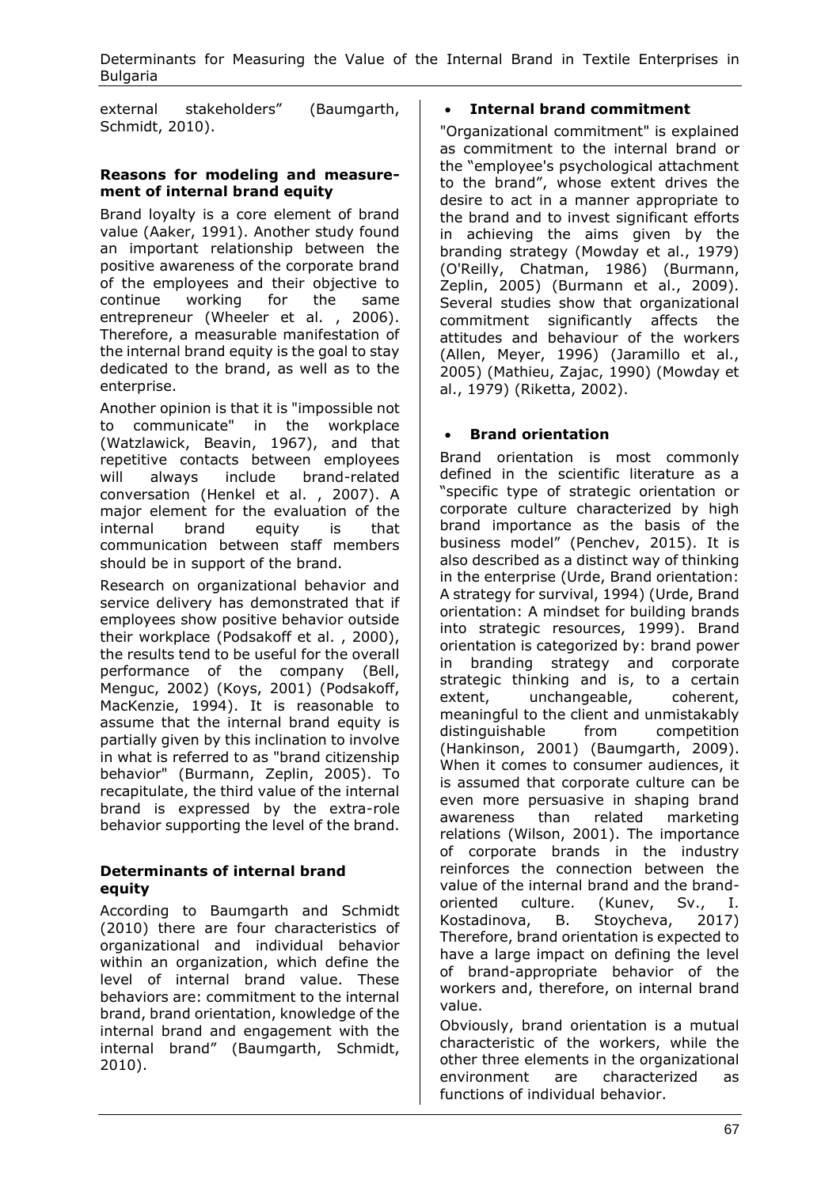external stakeholders" (Baumgarth, Schmidt, 2010).

### Reasons for modeling and measurement of internal brand equity

Brand loyalty is a core element of brand value (Aaker, 1991). Another study found an important relationship between the positive awareness of the corporate brand of the employees and their objective to continue working for the same entrepreneur (Wheeler et al. , 2006). Therefore, a measurable manifestation of the internal brand equity is the goal to stay dedicated to the brand, as well as to the enterprise.

Another opinion is that it is "impossible not to communicate" in the workplace (Watzlawick, Beavin, 1967), and that repetitive contacts between employees will always include brand-related conversation (Henkel et al. , 2007). A major element for the evaluation of the internal brand equity is that communication between staff members should be in support of the brand.

Research on organizational behavior and service delivery has demonstrated that if employees show positive behavior outside their workplace (Podsakoff et al. , 2000), the results tend to be useful for the overall performance of the company (Bell, Menguc, 2002) (Koys, 2001) (Podsakoff, MacKenzie, 1994). It is reasonable to assume that the internal brand equity is partially given by this inclination to involve in what is referred to as "brand citizenship behavior" (Burmann, Zeplin, 2005). To recapitulate, the third value of the internal brand is expressed by the extra-role behavior supporting the level of the brand.

### Determinants of internal brand equity

According to Baumgarth and Schmidt (2010) there are four characteristics of organizational and individual behavior within an organization, which define the level of internal brand value. These behaviors are: commitment to the internal brand, brand orientation, knowledge of the internal brand and engagement with the internal brand" (Baumgarth, Schmidt, 2010).

- **Internal brand commitment**

"Organizational commitment" is explained as commitment to the internal brand or the "employee's psychological attachment to the brand", whose extent drives the desire to act in a manner appropriate to the brand and to invest significant efforts in achieving the aims given by the branding strategy (Mowday et al., 1979) (O'Reilly, Chatman, 1986) (Burmann, Zeplin, 2005) (Burmann et al., 2009). Several studies show that organizational commitment significantly affects the attitudes and behaviour of the workers (Allen, Meyer, 1996) (Jaramillo et al., 2005) (Mathieu, Zajac, 1990) (Mowday et al., 1979) (Riketta, 2002).

- **Brand orientation**

Brand orientation is most commonly defined in the scientific literature as a "specific type of strategic orientation or corporate culture characterized by high brand importance as the basis of the business model" (Penchev, 2015). It is also described as a distinct way of thinking in the enterprise (Urde, Brand orientation: A strategy for survival, 1994) (Urde, Brand orientation: A mindset for building brands into strategic resources, 1999). Brand orientation is categorized by: brand power in branding strategy and corporate strategic thinking and is, to a certain extent, unchangeable, coherent, meaningful to the client and unmistakably distinguishable from competition (Hankinson, 2001) (Baumgarth, 2009). When it comes to consumer audiences, it is assumed that corporate culture can be even more persuasive in shaping brand awareness than related marketing relations (Wilson, 2001). The importance of corporate brands in the industry reinforces the connection between the value of the internal brand and the brand-oriented culture. (Kunev, Sv., I. Kostadinova, B. Stoycheva, 2017) Therefore, brand orientation is expected to have a large impact on defining the level of brand-appropriate behavior of the workers and, therefore, on internal brand value.

Obviously, brand orientation is a mutual characteristic of the workers, while the other three elements in the organizational environment are characterized as functions of individual behavior.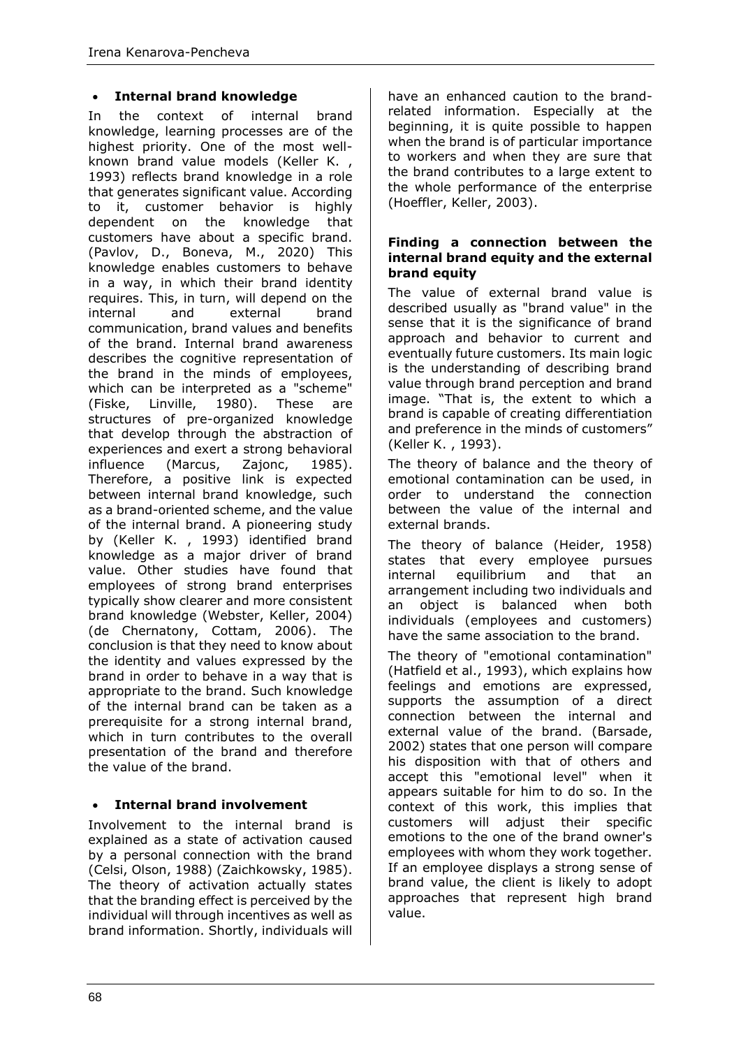- **Internal brand knowledge**

In the context of internal brand knowledge, learning processes are of the highest priority. One of the most well-known brand value models (Keller K. , 1993) reflects brand knowledge in a role that generates significant value. According to it, customer behavior is highly dependent on the knowledge that customers have about a specific brand. (Pavlov, D., Boneva, M., 2020) This knowledge enables customers to behave in a way, in which their brand identity requires. This, in turn, will depend on the internal and external brand communication, brand values and benefits of the brand. Internal brand awareness describes the cognitive representation of the brand in the minds of employees, which can be interpreted as a "scheme" (Fiske, Linville, 1980). These are structures of pre-organized knowledge that develop through the abstraction of experiences and exert a strong behavioral influence (Marcus, Zajonc, 1985). Therefore, a positive link is expected between internal brand knowledge, such as a brand-oriented scheme, and the value of the internal brand. A pioneering study by (Keller K. , 1993) identified brand knowledge as a major driver of brand value. Other studies have found that employees of strong brand enterprises typically show clearer and more consistent brand knowledge (Webster, Keller, 2004) (de Chernatony, Cottam, 2006). The conclusion is that they need to know about the identity and values expressed by the brand in order to behave in a way that is appropriate to the brand. Such knowledge of the internal brand can be taken as a prerequisite for a strong internal brand, which in turn contributes to the overall presentation of the brand and therefore the value of the brand.

- **Internal brand involvement**

Involvement to the internal brand is explained as a state of activation caused by a personal connection with the brand (Celsi, Olson, 1988) (Zaichkowsky, 1985). The theory of activation actually states that the branding effect is perceived by the individual will through incentives as well as brand information. Shortly, individuals will have an enhanced caution to the brand-related information. Especially at the beginning, it is quite possible to happen when the brand is of particular importance to workers and when they are sure that the brand contributes to a large extent to the whole performance of the enterprise (Hoeffler, Keller, 2003).

**Finding a connection between the internal brand equity and the external brand equity**

The value of external brand value is described usually as "brand value" in the sense that it is the significance of brand approach and behavior to current and eventually future customers. Its main logic is the understanding of describing brand value through brand perception and brand image. "That is, the extent to which a brand is capable of creating differentiation and preference in the minds of customers" (Keller K. , 1993).

The theory of balance and the theory of emotional contamination can be used, in order to understand the connection between the value of the internal and external brands.

The theory of balance (Heider, 1958) states that every employee pursues internal equilibrium and that an arrangement including two individuals and an object is balanced when both individuals (employees and customers) have the same association to the brand.

The theory of "emotional contamination" (Hatfield et al., 1993), which explains how feelings and emotions are expressed, supports the assumption of a direct connection between the internal and external value of the brand. (Barsade, 2002) states that one person will compare his disposition with that of others and accept this "emotional level" when it appears suitable for him to do so. In the context of this work, this implies that customers will adjust their specific emotions to the one of the brand owner's employees with whom they work together. If an employee displays a strong sense of brand value, the client is likely to adopt approaches that represent high brand value.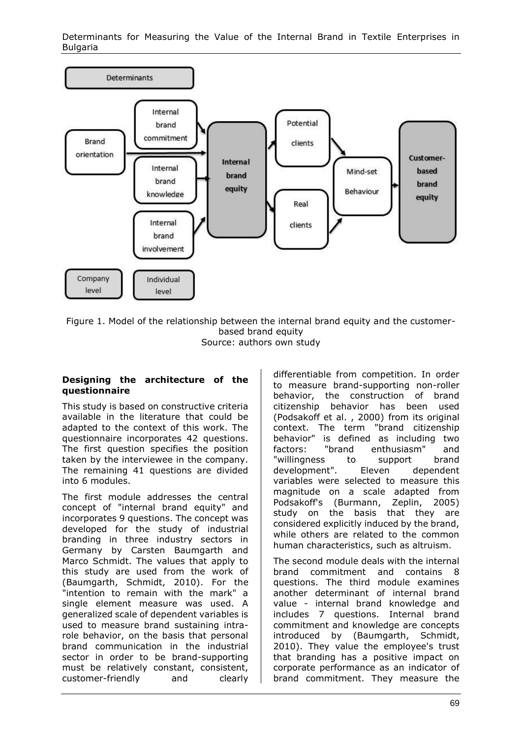Figure 1. Model of the relationship between the internal brand equity and the customer-based brand equity
Source: authors own study

**Designing the architecture of the questionnaire**

This study is based on constructive criteria available in the literature that could be adapted to the context of this work. The questionnaire incorporates 42 questions. The first question specifies the position taken by the interviewee in the company. The remaining 41 questions are divided into 6 modules.

The first module addresses the central concept of "internal brand equity" and incorporates 9 questions. The concept was developed for the study of industrial branding in three industry sectors in Germany by Carsten Baumgarth and Marco Schmidt. The values that apply to this study are used from the work of (Baumgarth, Schmidt, 2010). For the "intention to remain with the mark" a single element measure was used. A generalized scale of dependent variables is used to measure brand sustaining intra-role behavior, on the basis that personal brand communication in the industrial sector in order to be brand-supporting must be relatively constant, consistent, customer-friendly and clearly differentiable from competition. In order to measure brand-supporting non-roller behavior, the construction of brand citizenship behavior has been used (Podsakoff et al. , 2000) from its original context. The term "brand citizenship behavior" is defined as including two factors: "brand enthusiasm" and "willingness to support brand development". Eleven dependent variables were selected to measure this magnitude on a scale adapted from Podsakoff's (Burmann, Zeplin, 2005) study on the basis that they are considered explicitly induced by the brand, while others are related to the common human characteristics, such as altruism.

The second module deals with the internal brand commitment and contains 8 questions. The third module examines another determinant of internal brand value - internal brand knowledge and includes 7 questions. Internal brand commitment and knowledge are concepts introduced by (Baumgarth, Schmidt, 2010). They value the employee's trust that branding has a positive impact on corporate performance as an indicator of brand commitment. They measure the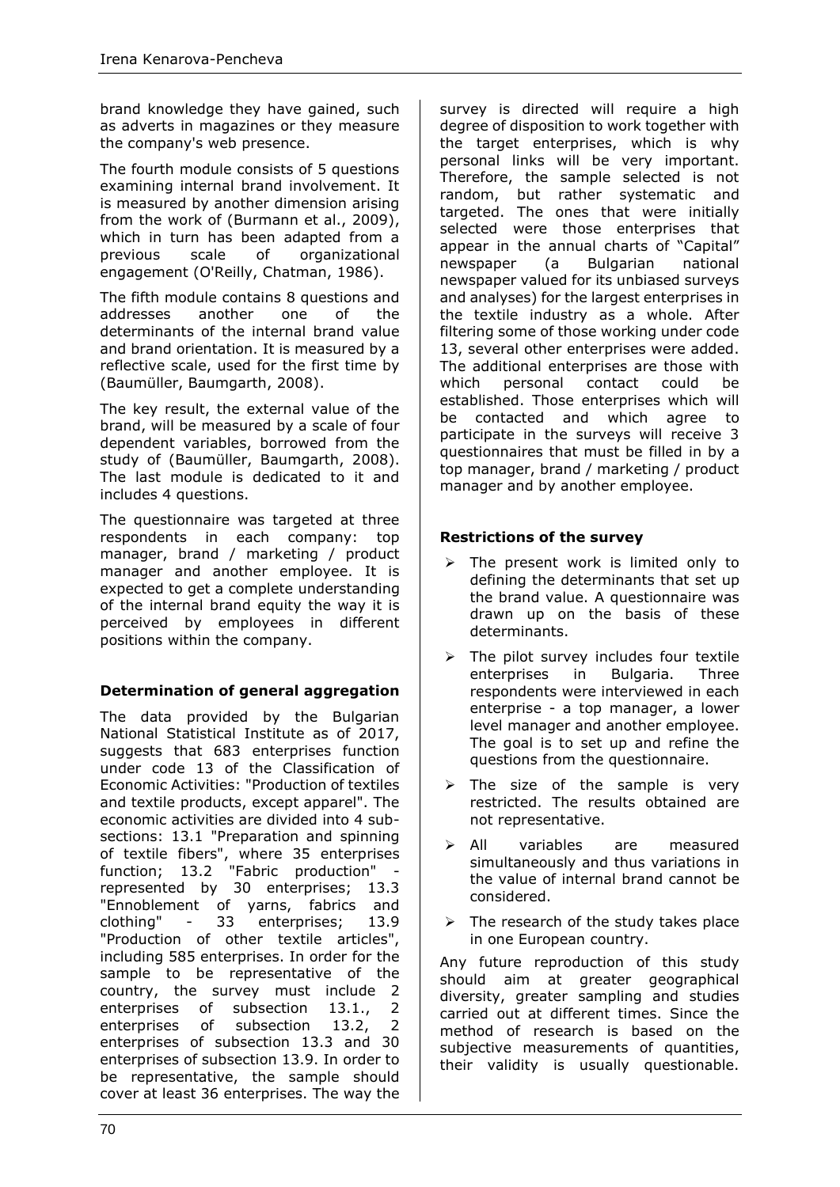brand knowledge they have gained, such as adverts in magazines or they measure the company's web presence.

The fourth module consists of 5 questions examining internal brand involvement. It is measured by another dimension arising from the work of (Burmann et al., 2009), which in turn has been adapted from a previous scale of organizational engagement (O'Reilly, Chatman, 1986).

The fifth module contains 8 questions and addresses another one of the determinants of the internal brand value and brand orientation. It is measured by a reflective scale, used for the first time by (Baumüller, Baumgarth, 2008).

The key result, the external value of the brand, will be measured by a scale of four dependent variables, borrowed from the study of (Baumüller, Baumgarth, 2008). The last module is dedicated to it and includes 4 questions.

The questionnaire was targeted at three respondents in each company: top manager, brand / marketing / product manager and another employee. It is expected to get a complete understanding of the internal brand equity the way it is perceived by employees in different positions within the company.

### Determination of general aggregation

The data provided by the Bulgarian National Statistical Institute as of 2017, suggests that 683 enterprises function under code 13 of the Classification of Economic Activities: "Production of textiles and textile products, except apparel". The economic activities are divided into 4 sub-sections: 13.1 "Preparation and spinning of textile fibers", where 35 enterprises function; 13.2 "Fabric production" - represented by 30 enterprises; 13.3 "Ennoblement of yarns, fabrics and clothing" - 33 enterprises; 13.9 "Production of other textile articles", including 585 enterprises. In order for the sample to be representative of the country, the survey must include 2 enterprises of subsection 13.1., 2 enterprises of subsection 13.2, 2 enterprises of subsection 13.3 and 30 enterprises of subsection 13.9. In order to be representative, the sample should cover at least 36 enterprises. The way the survey is directed will require a high degree of disposition to work together with the target enterprises, which is why personal links will be very important. Therefore, the sample selected is not random, but rather systematic and targeted. The ones that were initially selected were those enterprises that appear in the annual charts of "Capital" newspaper (a Bulgarian national newspaper valued for its unbiased surveys and analyses) for the largest enterprises in the textile industry as a whole. After filtering some of those working under code 13, several other enterprises were added. The additional enterprises are those with which personal contact could be established. Those enterprises which will be contacted and which agree to participate in the surveys will receive 3 questionnaires that must be filled in by a top manager, brand / marketing / product manager and by another employee.

### Restrictions of the survey

- The present work is limited only to defining the determinants that set up the brand value. A questionnaire was drawn up on the basis of these determinants.
- The pilot survey includes four textile enterprises in Bulgaria. Three respondents were interviewed in each enterprise - a top manager, a lower level manager and another employee. The goal is to set up and refine the questions from the questionnaire.
- The size of the sample is very restricted. The results obtained are not representative.
- All variables are measured simultaneously and thus variations in the value of internal brand cannot be considered.
- The research of the study takes place in one European country.

Any future reproduction of this study should aim at greater geographical diversity, greater sampling and studies carried out at different times. Since the method of research is based on the subjective measurements of quantities, their validity is usually questionable.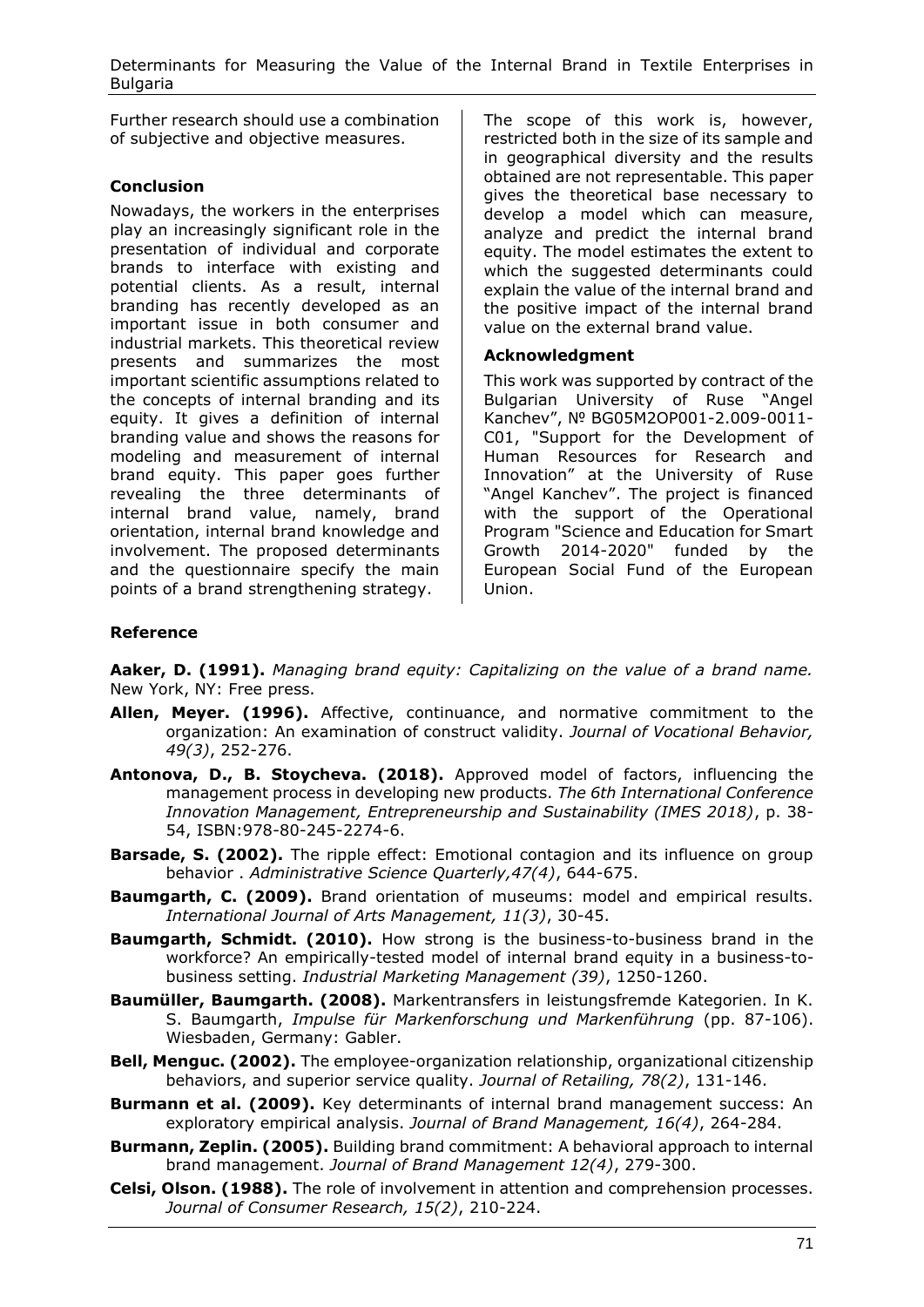Further research should use a combination of subjective and objective measures.

## Conclusion

Nowadays, the workers in the enterprises play an increasingly significant role in the presentation of individual and corporate brands to interface with existing and potential clients. As a result, internal branding has recently developed as an important issue in both consumer and industrial markets. This theoretical review presents and summarizes the most important scientific assumptions related to the concepts of internal branding and its equity. It gives a definition of internal branding value and shows the reasons for modeling and measurement of internal brand equity. This paper goes further revealing the three determinants of internal brand value, namely, brand orientation, internal brand knowledge and involvement. The proposed determinants and the questionnaire specify the main points of a brand strengthening strategy.

The scope of this work is, however, restricted both in the size of its sample and in geographical diversity and the results obtained are not representable. This paper gives the theoretical base necessary to develop a model which can measure, analyze and predict the internal brand equity. The model estimates the extent to which the suggested determinants could explain the value of the internal brand and the positive impact of the internal brand value on the external brand value.

### Acknowledgment

This work was supported by contract of the Bulgarian University of Ruse "Angel Kanchev", № BG05M2OP001-2.009-0011-C01, "Support for the Development of Human Resources for Research and Innovation" at the University of Ruse "Angel Kanchev". The project is financed with the support of the Operational Program "Science and Education for Smart Growth 2014-2020" funded by the European Social Fund of the European Union.

## Reference

**Aaker, D. (1991).** *Managing brand equity: Capitalizing on the value of a brand name.* New York, NY: Free press.

**Allen, Meyer. (1996).** Affective, continuance, and normative commitment to the organization: An examination of construct validity. *Journal of Vocational Behavior, 49(3)*, 252-276.

**Antonova, D., B. Stoycheva. (2018).** Approved model of factors, influencing the management process in developing new products. *The 6th International Conference Innovation Management, Entrepreneurship and Sustainability (IMES 2018)*, p. 38-54, ISBN:978-80-245-2274-6.

**Barsade, S. (2002).** The ripple effect: Emotional contagion and its influence on group behavior . *Administrative Science Quarterly,47(4)*, 644-675.

**Baumgarth, C. (2009).** Brand orientation of museums: model and empirical results. *International Journal of Arts Management, 11(3)*, 30-45.

**Baumgarth, Schmidt. (2010).** How strong is the business-to-business brand in the workforce? An empirically-tested model of internal brand equity in a business-to-business setting. *Industrial Marketing Management (39)*, 1250-1260.

**Baumüller, Baumgarth. (2008).** Markentransfers in leistungsfremde Kategorien. In K. S. Baumgarth, *Impulse für Markenforschung und Markenführung* (pp. 87-106). Wiesbaden, Germany: Gabler.

**Bell, Menguc. (2002).** The employee-organization relationship, organizational citizenship behaviors, and superior service quality. *Journal of Retailing, 78(2)*, 131-146.

**Burmann et al. (2009).** Key determinants of internal brand management success: An exploratory empirical analysis. *Journal of Brand Management, 16(4)*, 264-284.

**Burmann, Zeplin. (2005).** Building brand commitment: A behavioral approach to internal brand management. *Journal of Brand Management 12(4)*, 279-300.

**Celsi, Olson. (1988).** The role of involvement in attention and comprehension processes. *Journal of Consumer Research, 15(2)*, 210-224.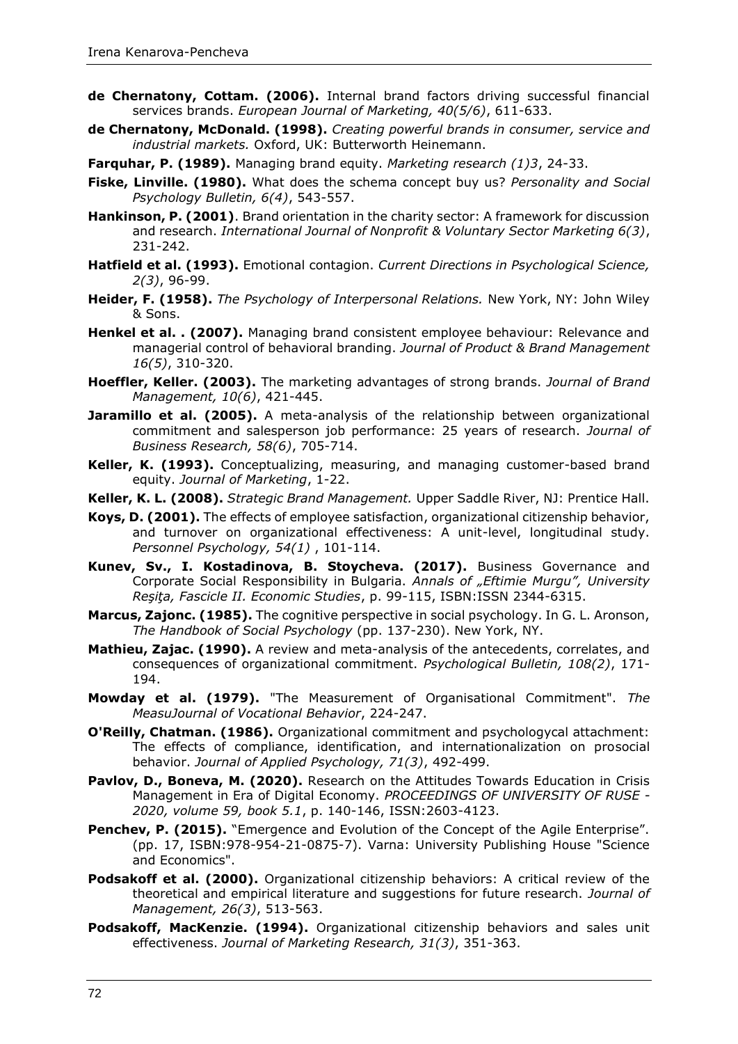**de Chernatony, Cottam. (2006).** Internal brand factors driving successful financial services brands. *European Journal of Marketing, 40(5/6)*, 611-633.

**de Chernatony, McDonald. (1998).** *Creating powerful brands in consumer, service and industrial markets.* Oxford, UK: Butterworth Heinemann.

**Farquhar, P. (1989).** Managing brand equity. *Marketing research (1)3*, 24-33.

**Fiske, Linville. (1980).** What does the schema concept buy us? *Personality and Social Psychology Bulletin, 6(4)*, 543-557.

**Hankinson, P. (2001)**. Brand orientation in the charity sector: A framework for discussion and research. *International Journal of Nonprofit & Voluntary Sector Marketing 6(3)*, 231-242.

**Hatfield et al. (1993).** Emotional contagion. *Current Directions in Psychological Science, 2(3)*, 96-99.

**Heider, F. (1958).** *The Psychology of Interpersonal Relations.* New York, NY: John Wiley & Sons.

**Henkel et al. . (2007).** Managing brand consistent employee behaviour: Relevance and managerial control of behavioral branding. *Journal of Product & Brand Management 16(5)*, 310-320.

**Hoeffler, Keller. (2003).** The marketing advantages of strong brands. *Journal of Brand Management, 10(6)*, 421-445.

**Jaramillo et al. (2005).** A meta-analysis of the relationship between organizational commitment and salesperson job performance: 25 years of research. *Journal of Business Research, 58(6)*, 705-714.

**Keller, K. (1993).** Conceptualizing, measuring, and managing customer-based brand equity. *Journal of Marketing*, 1-22.

**Keller, K. L. (2008).** *Strategic Brand Management.* Upper Saddle River, NJ: Prentice Hall.

**Koys, D. (2001).** The effects of employee satisfaction, organizational citizenship behavior, and turnover on organizational effectiveness: A unit-level, longitudinal study. *Personnel Psychology, 54(1)* , 101-114.

**Kunev, Sv., I. Kostadinova, B. Stoycheva. (2017).** Business Governance and Corporate Social Responsibility in Bulgaria. *Annals of „Eftimie Murgu", University Reşiţa, Fascicle II. Economic Studies*, p. 99-115, ISBN:ISSN 2344-6315.

**Marcus, Zajonc. (1985).** The cognitive perspective in social psychology. In G. L. Aronson, *The Handbook of Social Psychology* (pp. 137-230). New York, NY.

**Mathieu, Zajac. (1990).** A review and meta-analysis of the antecedents, correlates, and consequences of organizational commitment. *Psychological Bulletin, 108(2)*, 171-194.

**Mowday et al. (1979).** "The Measurement of Organisational Commitment". *The MeasuJournal of Vocational Behavior*, 224-247.

**O'Reilly, Chatman. (1986).** Organizational commitment and psychologycal attachment: The effects of compliance, identification, and internationalization on prosocial behavior. *Journal of Applied Psychology, 71(3)*, 492-499.

**Pavlov, D., Boneva, M. (2020).** Research on the Attitudes Towards Education in Crisis Management in Era of Digital Economy. *PROCEEDINGS OF UNIVERSITY OF RUSE - 2020, volume 59, book 5.1*, p. 140-146, ISSN:2603-4123.

**Penchev, P. (2015).** "Emergence and Evolution of the Concept of the Agile Enterprise". (pp. 17, ISBN:978-954-21-0875-7). Varna: University Publishing House "Science and Economics".

**Podsakoff et al. (2000).** Organizational citizenship behaviors: A critical review of the theoretical and empirical literature and suggestions for future research. *Journal of Management, 26(3)*, 513-563.

**Podsakoff, MacKenzie. (1994).** Organizational citizenship behaviors and sales unit effectiveness. *Journal of Marketing Research, 31(3)*, 351-363.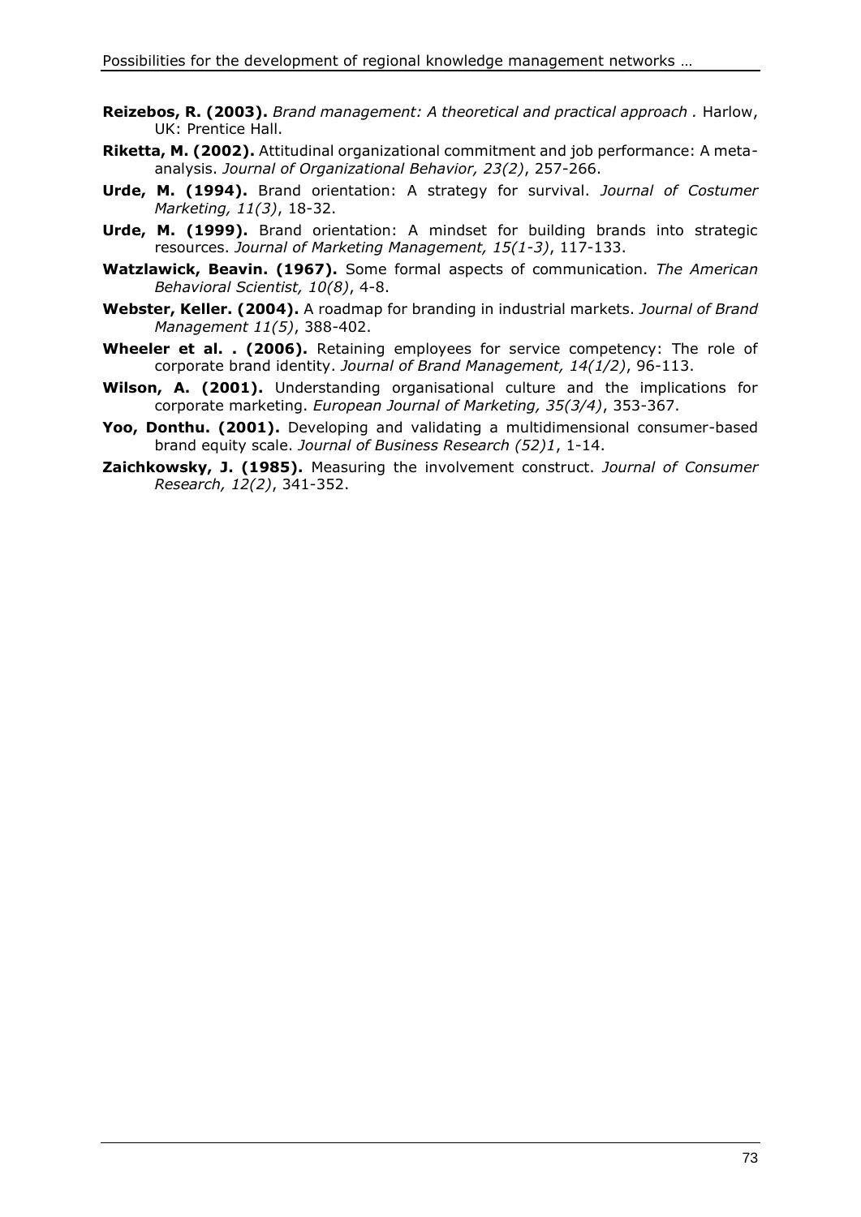**Reizebos, R. (2003).** *Brand management: A theoretical and practical approach .* Harlow, UK: Prentice Hall.

**Riketta, M. (2002).** Attitudinal organizational commitment and job performance: A meta-analysis. *Journal of Organizational Behavior, 23(2)*, 257-266.

**Urde, M. (1994).** Brand orientation: A strategy for survival. *Journal of Costumer Marketing, 11(3)*, 18-32.

**Urde, M. (1999).** Brand orientation: A mindset for building brands into strategic resources. *Journal of Marketing Management, 15(1-3)*, 117-133.

**Watzlawick, Beavin. (1967).** Some formal aspects of communication. *The American Behavioral Scientist, 10(8)*, 4-8.

**Webster, Keller. (2004).** A roadmap for branding in industrial markets. *Journal of Brand Management 11(5)*, 388-402.

**Wheeler et al. . (2006).** Retaining employees for service competency: The role of corporate brand identity. *Journal of Brand Management, 14(1/2)*, 96-113.

**Wilson, A. (2001).** Understanding organisational culture and the implications for corporate marketing. *European Journal of Marketing, 35(3/4)*, 353-367.

**Yoo, Donthu. (2001).** Developing and validating a multidimensional consumer-based brand equity scale. *Journal of Business Research (52)1*, 1-14.

**Zaichkowsky, J. (1985).** Measuring the involvement construct. *Journal of Consumer Research, 12(2)*, 341-352.